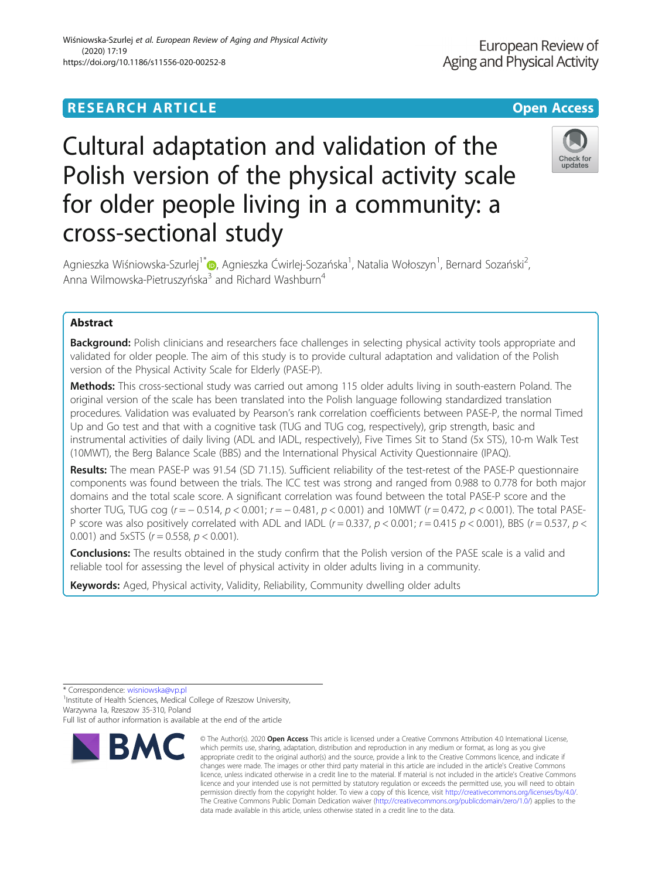RESEARCH ARTICLE

Open Access

# Cultural adaptation and validation of the Polish version of the physical activity scale for older people living in a community: a cross-sectional study

Agnieszka Wiśniowska-Szurlej[1*], Agnieszka Ćwirlej-Sozańska[1], Natalia Wołoszyn[1], Bernard Sozański[2], Anna Wilmowska-Pietruszyńska[3] and Richard Washburn[4]

## Abstract

**Background:** Polish clinicians and researchers face challenges in selecting physical activity tools appropriate and validated for older people. The aim of this study is to provide cultural adaptation and validation of the Polish version of the Physical Activity Scale for Elderly (PASE-P).

**Methods:** This cross-sectional study was carried out among 115 older adults living in south-eastern Poland. The original version of the scale has been translated into the Polish language following standardized translation procedures. Validation was evaluated by Pearson's rank correlation coefficients between PASE-P, the normal Timed Up and Go test and that with a cognitive task (TUG and TUG cog, respectively), grip strength, basic and instrumental activities of daily living (ADL and IADL, respectively), Five Times Sit to Stand (5x STS), 10-m Walk Test (10MWT), the Berg Balance Scale (BBS) and the International Physical Activity Questionnaire (IPAQ).

**Results:** The mean PASE-P was 91.54 (SD 71.15). Sufficient reliability of the test-retest of the PASE-P questionnaire components was found between the trials. The ICC test was strong and ranged from 0.988 to 0.778 for both major domains and the total scale score. A significant correlation was found between the total PASE-P score and the shorter TUG, TUG cog ($r = -0.514$, $p < 0.001$; $r = -0.481$, $p < 0.001$) and 10MWT ($r = 0.472$, $p < 0.001$). The total PASE-P score was also positively correlated with ADL and IADL ($r = 0.337$, $p < 0.001$; $r = 0.415$ $p < 0.001$), BBS ($r = 0.537$, $p < 0.001$) and 5xSTS ($r = 0.558$, $p < 0.001$).

**Conclusions:** The results obtained in the study confirm that the Polish version of the PASE scale is a valid and reliable tool for assessing the level of physical activity in older adults living in a community.

**Keywords:** Aged, Physical activity, Validity, Reliability, Community dwelling older adults

* Correspondence: wisniowska@vp.pl
[1]Institute of Health Sciences, Medical College of Rzeszow University, Warzywna 1a, Rzeszow 35-310, Poland
Full list of author information is available at the end of the article

© The Author(s). 2020 **Open Access** This article is licensed under a Creative Commons Attribution 4.0 International License, which permits use, sharing, adaptation, distribution and reproduction in any medium or format, as long as you give appropriate credit to the original author(s) and the source, provide a link to the Creative Commons licence, and indicate if changes were made. The images or other third party material in this article are included in the article's Creative Commons licence, unless indicated otherwise in a credit line to the material. If material is not included in the article's Creative Commons licence and your intended use is not permitted by statutory regulation or exceeds the permitted use, you will need to obtain permission directly from the copyright holder. To view a copy of this licence, visit http://creativecommons.org/licenses/by/4.0/. The Creative Commons Public Domain Dedication waiver (http://creativecommons.org/publicdomain/zero/1.0/) applies to the data made available in this article, unless otherwise stated in a credit line to the data.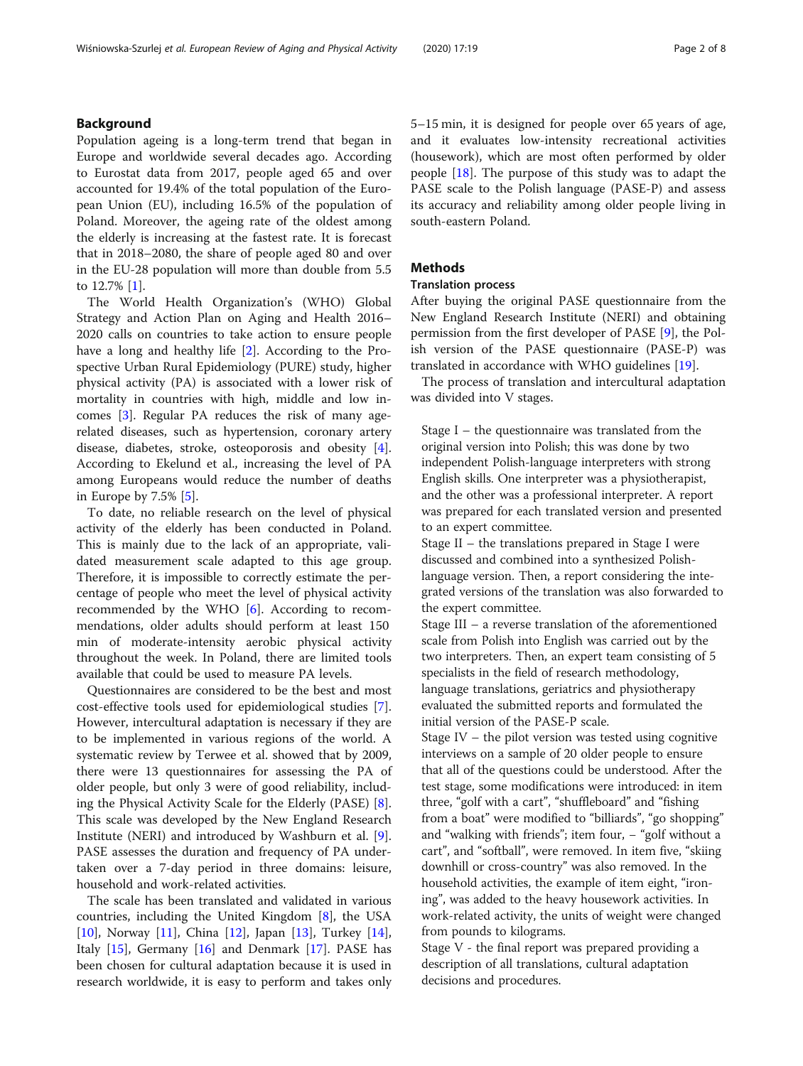## Background

Population ageing is a long-term trend that began in Europe and worldwide several decades ago. According to Eurostat data from 2017, people aged 65 and over accounted for 19.4% of the total population of the European Union (EU), including 16.5% of the population of Poland. Moreover, the ageing rate of the oldest among the elderly is increasing at the fastest rate. It is forecast that in 2018–2080, the share of people aged 80 and over in the EU-28 population will more than double from 5.5 to 12.7% [1].

The World Health Organization's (WHO) Global Strategy and Action Plan on Aging and Health 2016–2020 calls on countries to take action to ensure people have a long and healthy life [2]. According to the Prospective Urban Rural Epidemiology (PURE) study, higher physical activity (PA) is associated with a lower risk of mortality in countries with high, middle and low incomes [3]. Regular PA reduces the risk of many age-related diseases, such as hypertension, coronary artery disease, diabetes, stroke, osteoporosis and obesity [4]. According to Ekelund et al., increasing the level of PA among Europeans would reduce the number of deaths in Europe by 7.5% [5].

To date, no reliable research on the level of physical activity of the elderly has been conducted in Poland. This is mainly due to the lack of an appropriate, validated measurement scale adapted to this age group. Therefore, it is impossible to correctly estimate the percentage of people who meet the level of physical activity recommended by the WHO [6]. According to recommendations, older adults should perform at least 150 min of moderate-intensity aerobic physical activity throughout the week. In Poland, there are limited tools available that could be used to measure PA levels.

Questionnaires are considered to be the best and most cost-effective tools used for epidemiological studies [7]. However, intercultural adaptation is necessary if they are to be implemented in various regions of the world. A systematic review by Terwee et al. showed that by 2009, there were 13 questionnaires for assessing the PA of older people, but only 3 were of good reliability, including the Physical Activity Scale for the Elderly (PASE) [8]. This scale was developed by the New England Research Institute (NERI) and introduced by Washburn et al. [9]. PASE assesses the duration and frequency of PA undertaken over a 7-day period in three domains: leisure, household and work-related activities.

The scale has been translated and validated in various countries, including the United Kingdom [8], the USA [10], Norway [11], China [12], Japan [13], Turkey [14], Italy [15], Germany [16] and Denmark [17]. PASE has been chosen for cultural adaptation because it is used in research worldwide, it is easy to perform and takes only 5–15 min, it is designed for people over 65 years of age, and it evaluates low-intensity recreational activities (housework), which are most often performed by older people [18]. The purpose of this study was to adapt the PASE scale to the Polish language (PASE-P) and assess its accuracy and reliability among older people living in south-eastern Poland.

## Methods

### Translation process

After buying the original PASE questionnaire from the New England Research Institute (NERI) and obtaining permission from the first developer of PASE [9], the Polish version of the PASE questionnaire (PASE-P) was translated in accordance with WHO guidelines [19].

The process of translation and intercultural adaptation was divided into V stages.

Stage I – the questionnaire was translated from the original version into Polish; this was done by two independent Polish-language interpreters with strong English skills. One interpreter was a physiotherapist, and the other was a professional interpreter. A report was prepared for each translated version and presented to an expert committee.

Stage II – the translations prepared in Stage I were discussed and combined into a synthesized Polish-language version. Then, a report considering the integrated versions of the translation was also forwarded to the expert committee.

Stage III – a reverse translation of the aforementioned scale from Polish into English was carried out by the two interpreters. Then, an expert team consisting of 5 specialists in the field of research methodology, language translations, geriatrics and physiotherapy evaluated the submitted reports and formulated the initial version of the PASE-P scale.

Stage IV – the pilot version was tested using cognitive interviews on a sample of 20 older people to ensure that all of the questions could be understood. After the test stage, some modifications were introduced: in item three, "golf with a cart", "shuffleboard" and "fishing from a boat" were modified to "billiards", "go shopping" and "walking with friends"; item four, – "golf without a cart", and "softball", were removed. In item five, "skiing downhill or cross-country" was also removed. In the household activities, the example of item eight, "ironing", was added to the heavy housework activities. In work-related activity, the units of weight were changed from pounds to kilograms.

Stage V - the final report was prepared providing a description of all translations, cultural adaptation decisions and procedures.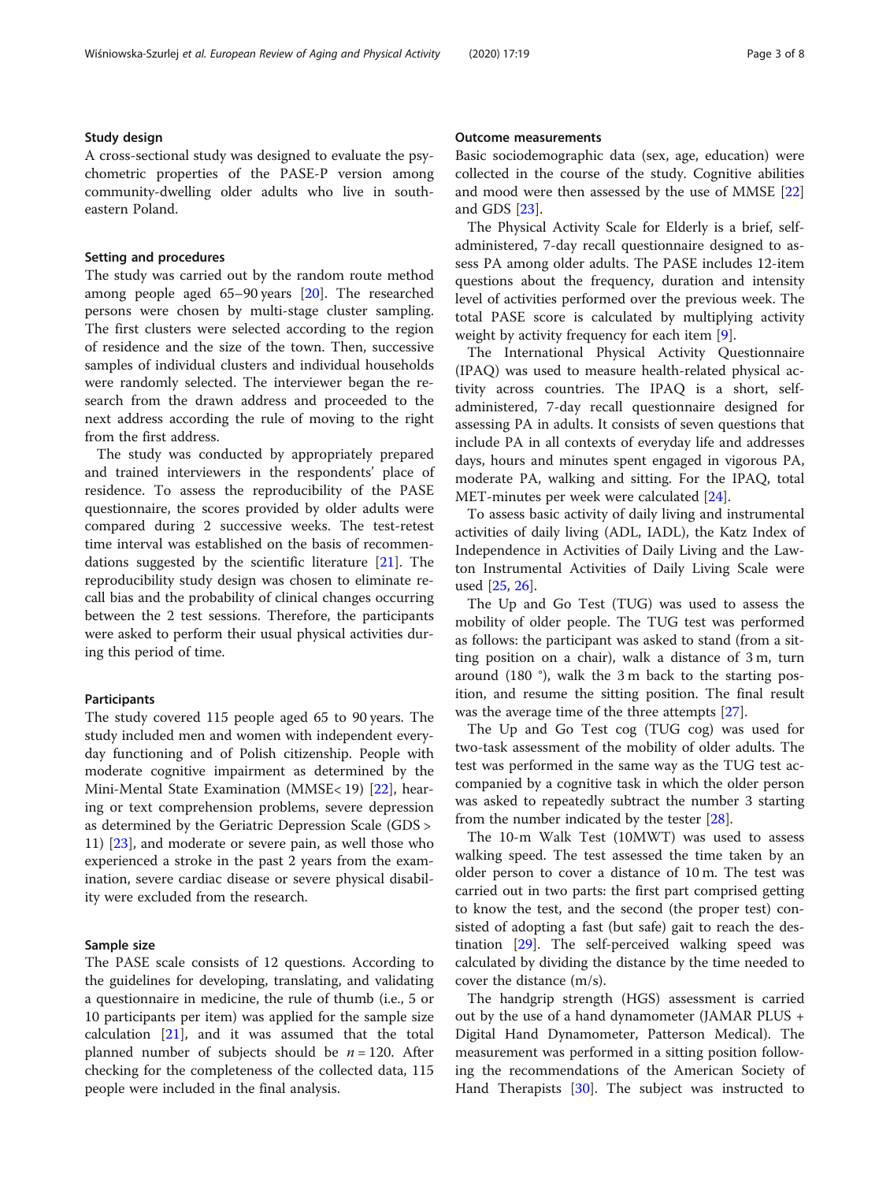### Study design

A cross-sectional study was designed to evaluate the psychometric properties of the PASE-P version among community-dwelling older adults who live in south-eastern Poland.

### Setting and procedures

The study was carried out by the random route method among people aged 65–90 years [20]. The researched persons were chosen by multi-stage cluster sampling. The first clusters were selected according to the region of residence and the size of the town. Then, successive samples of individual clusters and individual households were randomly selected. The interviewer began the research from the drawn address and proceeded to the next address according the rule of moving to the right from the first address.

The study was conducted by appropriately prepared and trained interviewers in the respondents' place of residence. To assess the reproducibility of the PASE questionnaire, the scores provided by older adults were compared during 2 successive weeks. The test-retest time interval was established on the basis of recommendations suggested by the scientific literature [21]. The reproducibility study design was chosen to eliminate recall bias and the probability of clinical changes occurring between the 2 test sessions. Therefore, the participants were asked to perform their usual physical activities during this period of time.

### Participants

The study covered 115 people aged 65 to 90 years. The study included men and women with independent everyday functioning and of Polish citizenship. People with moderate cognitive impairment as determined by the Mini-Mental State Examination (MMSE< 19) [22], hearing or text comprehension problems, severe depression as determined by the Geriatric Depression Scale (GDS > 11) [23], and moderate or severe pain, as well those who experienced a stroke in the past 2 years from the examination, severe cardiac disease or severe physical disability were excluded from the research.

### Sample size

The PASE scale consists of 12 questions. According to the guidelines for developing, translating, and validating a questionnaire in medicine, the rule of thumb (i.e., 5 or 10 participants per item) was applied for the sample size calculation [21], and it was assumed that the total planned number of subjects should be $n = 120$. After checking for the completeness of the collected data, 115 people were included in the final analysis.

### Outcome measurements

Basic sociodemographic data (sex, age, education) were collected in the course of the study. Cognitive abilities and mood were then assessed by the use of MMSE [22] and GDS [23].

The Physical Activity Scale for Elderly is a brief, self-administered, 7-day recall questionnaire designed to assess PA among older adults. The PASE includes 12-item questions about the frequency, duration and intensity level of activities performed over the previous week. The total PASE score is calculated by multiplying activity weight by activity frequency for each item [9].

The International Physical Activity Questionnaire (IPAQ) was used to measure health-related physical activity across countries. The IPAQ is a short, self-administered, 7-day recall questionnaire designed for assessing PA in adults. It consists of seven questions that include PA in all contexts of everyday life and addresses days, hours and minutes spent engaged in vigorous PA, moderate PA, walking and sitting. For the IPAQ, total MET-minutes per week were calculated [24].

To assess basic activity of daily living and instrumental activities of daily living (ADL, IADL), the Katz Index of Independence in Activities of Daily Living and the Lawton Instrumental Activities of Daily Living Scale were used [25, 26].

The Up and Go Test (TUG) was used to assess the mobility of older people. The TUG test was performed as follows: the participant was asked to stand (from a sitting position on a chair), walk a distance of 3 m, turn around (180 °), walk the 3 m back to the starting position, and resume the sitting position. The final result was the average time of the three attempts [27].

The Up and Go Test cog (TUG cog) was used for two-task assessment of the mobility of older adults. The test was performed in the same way as the TUG test accompanied by a cognitive task in which the older person was asked to repeatedly subtract the number 3 starting from the number indicated by the tester [28].

The 10-m Walk Test (10MWT) was used to assess walking speed. The test assessed the time taken by an older person to cover a distance of 10 m. The test was carried out in two parts: the first part comprised getting to know the test, and the second (the proper test) consisted of adopting a fast (but safe) gait to reach the destination [29]. The self-perceived walking speed was calculated by dividing the distance by the time needed to cover the distance (m/s).

The handgrip strength (HGS) assessment is carried out by the use of a hand dynamometer (JAMAR PLUS + Digital Hand Dynamometer, Patterson Medical). The measurement was performed in a sitting position following the recommendations of the American Society of Hand Therapists [30]. The subject was instructed to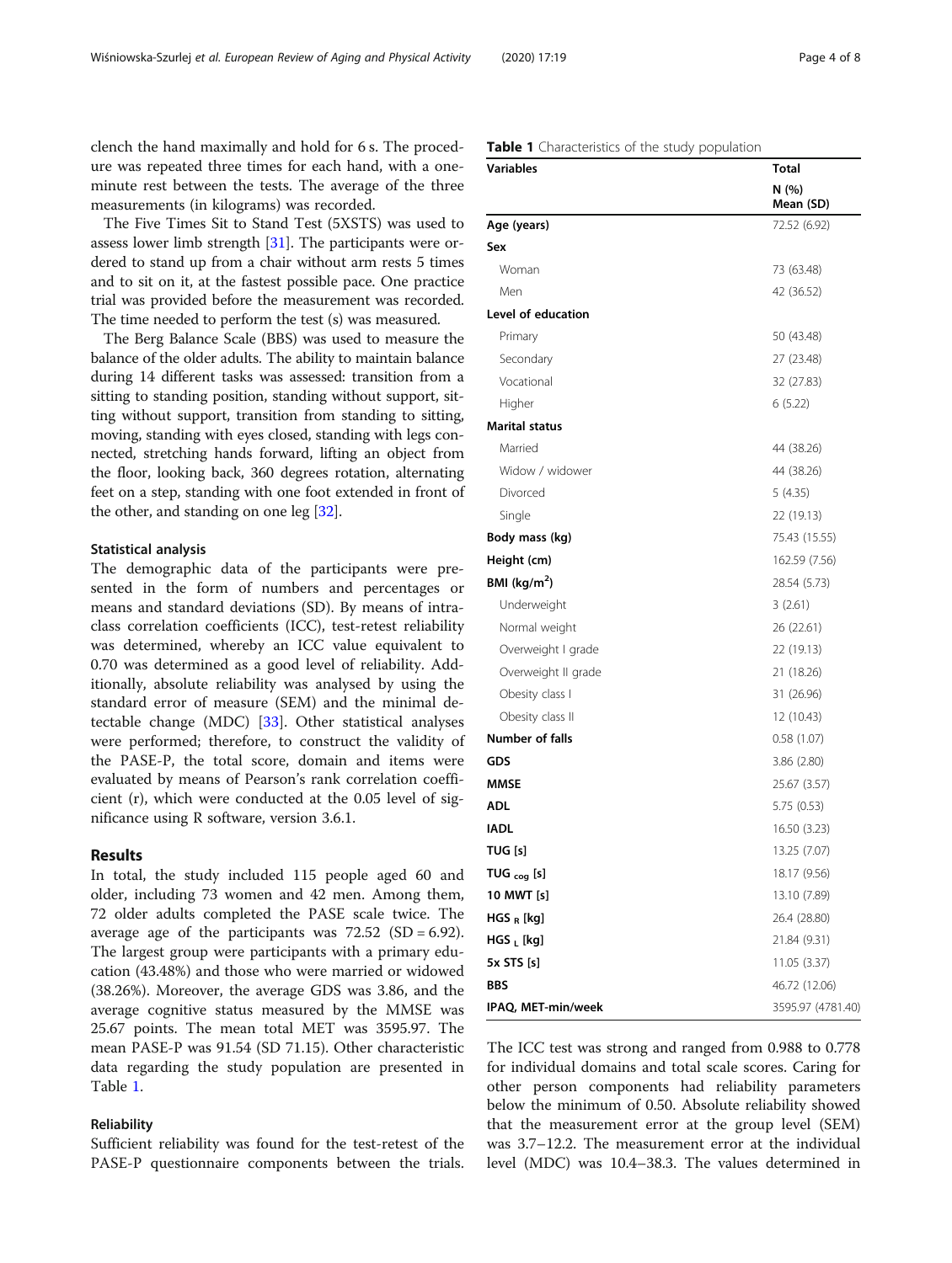clench the hand maximally and hold for 6 s. The procedure was repeated three times for each hand, with a one-minute rest between the tests. The average of the three measurements (in kilograms) was recorded.

The Five Times Sit to Stand Test (5XSTS) was used to assess lower limb strength [31]. The participants were ordered to stand up from a chair without arm rests 5 times and to sit on it, at the fastest possible pace. One practice trial was provided before the measurement was recorded. The time needed to perform the test (s) was measured.

The Berg Balance Scale (BBS) was used to measure the balance of the older adults. The ability to maintain balance during 14 different tasks was assessed: transition from a sitting to standing position, standing without support, sitting without support, transition from standing to sitting, moving, standing with eyes closed, standing with legs connected, stretching hands forward, lifting an object from the floor, looking back, 360 degrees rotation, alternating feet on a step, standing with one foot extended in front of the other, and standing on one leg [32].

### Statistical analysis

The demographic data of the participants were presented in the form of numbers and percentages or means and standard deviations (SD). By means of intraclass correlation coefficients (ICC), test-retest reliability was determined, whereby an ICC value equivalent to 0.70 was determined as a good level of reliability. Additionally, absolute reliability was analysed by using the standard error of measure (SEM) and the minimal detectable change (MDC) [33]. Other statistical analyses were performed; therefore, to construct the validity of the PASE-P, the total score, domain and items were evaluated by means of Pearson's rank correlation coefficient (r), which were conducted at the 0.05 level of significance using R software, version 3.6.1.

## Results

In total, the study included 115 people aged 60 and older, including 73 women and 42 men. Among them, 72 older adults completed the PASE scale twice. The average age of the participants was 72.52 (SD = 6.92). The largest group were participants with a primary education (43.48%) and those who were married or widowed (38.26%). Moreover, the average GDS was 3.86, and the average cognitive status measured by the MMSE was 25.67 points. The mean total MET was 3595.97. The mean PASE-P was 91.54 (SD 71.15). Other characteristic data regarding the study population are presented in Table 1.

### Reliability

Sufficient reliability was found for the test-retest of the PASE-P questionnaire components between the trials.

**Table 1** Characteristics of the study population

| Variables | Total<br>N (%)<br>Mean (SD) |
|---|---|
| **Age (years)** | 72.52 (6.92) |
| **Sex** | |
| Woman | 73 (63.48) |
| Men | 42 (36.52) |
| **Level of education** | |
| Primary | 50 (43.48) |
| Secondary | 27 (23.48) |
| Vocational | 32 (27.83) |
| Higher | 6 (5.22) |
| **Marital status** | |
| Married | 44 (38.26) |
| Widow / widower | 44 (38.26) |
| Divorced | 5 (4.35) |
| Single | 22 (19.13) |
| **Body mass (kg)** | 75.43 (15.55) |
| **Height (cm)** | 162.59 (7.56) |
| **BMI (kg/m$^2$)** | 28.54 (5.73) |
| Underweight | 3 (2.61) |
| Normal weight | 26 (22.61) |
| Overweight I grade | 22 (19.13) |
| Overweight II grade | 21 (18.26) |
| Obesity class I | 31 (26.96) |
| Obesity class II | 12 (10.43) |
| **Number of falls** | 0.58 (1.07) |
| **GDS** | 3.86 (2.80) |
| **MMSE** | 25.67 (3.57) |
| **ADL** | 5.75 (0.53) |
| **IADL** | 16.50 (3.23) |
| **TUG [s]** | 13.25 (7.07) |
| **TUG $_{cog}$ [s]** | 18.17 (9.56) |
| **10 MWT [s]** | 13.10 (7.89) |
| **HGS $_R$ [kg]** | 26.4 (28.80) |
| **HGS $_L$ [kg]** | 21.84 (9.31) |
| **5x STS [s]** | 11.05 (3.37) |
| **BBS** | 46.72 (12.06) |
| **IPAQ, MET-min/week** | 3595.97 (4781.40) |

The ICC test was strong and ranged from 0.988 to 0.778 for individual domains and total scale scores. Caring for other person components had reliability parameters below the minimum of 0.50. Absolute reliability showed that the measurement error at the group level (SEM) was 3.7–12.2. The measurement error at the individual level (MDC) was 10.4–38.3. The values determined in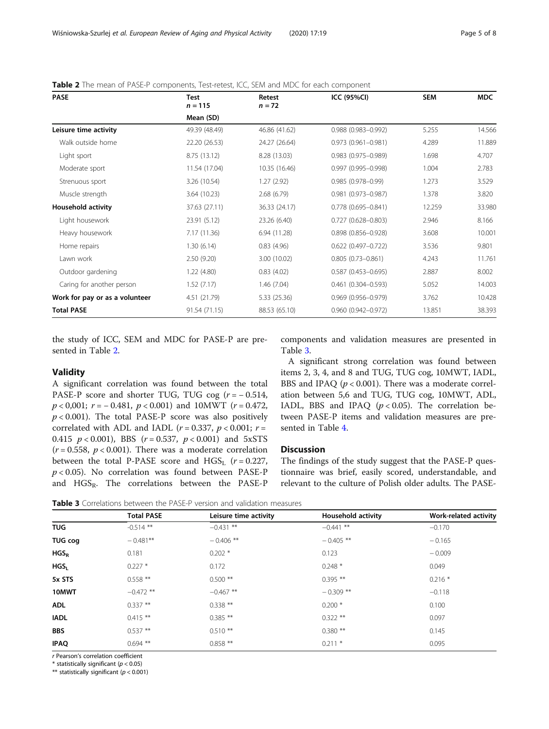**Table 2** The mean of PASE-P components, Test-retest, ICC, SEM and MDC for each component

| PASE | Test $n = 115$ | Retest $n = 72$ | ICC (95%CI) | SEM | MDC |
|---|---|---|---|---|---|
| | Mean (SD) | | | | |
| **Leisure time activity** | 49.39 (48.49) | 46.86 (41.62) | 0.988 (0.983–0.992) | 5.255 | 14.566 |
| Walk outside home | 22.20 (26.53) | 24.27 (26.64) | 0.973 (0.961–0.981) | 4.289 | 11.889 |
| Light sport | 8.75 (13.12) | 8.28 (13.03) | 0.983 (0.975–0.989) | 1.698 | 4.707 |
| Moderate sport | 11.54 (17.04) | 10.35 (16.46) | 0.997 (0.995–0.998) | 1.004 | 2.783 |
| Strenuous sport | 3.26 (10.54) | 1.27 (2.92) | 0.985 (0.978–0.99) | 1.273 | 3.529 |
| Muscle strength | 3.64 (10.23) | 2.68 (6.79) | 0.981 (0.973–0.987) | 1.378 | 3.820 |
| **Household activity** | 37.63 (27.11) | 36.33 (24.17) | 0.778 (0.695–0.841) | 12.259 | 33.980 |
| Light housework | 23.91 (5.12) | 23.26 (6.40) | 0.727 (0.628–0.803) | 2.946 | 8.166 |
| Heavy housework | 7.17 (11.36) | 6.94 (11.28) | 0.898 (0.856–0.928) | 3.608 | 10.001 |
| Home repairs | 1.30 (6.14) | 0.83 (4.96) | 0.622 (0.497–0.722) | 3.536 | 9.801 |
| Lawn work | 2.50 (9.20) | 3.00 (10.02) | 0.805 (0.73–0.861) | 4.243 | 11.761 |
| Outdoor gardening | 1.22 (4.80) | 0.83 (4.02) | 0.587 (0.453–0.695) | 2.887 | 8.002 |
| Caring for another person | 1.52 (7.17) | 1.46 (7.04) | 0.461 (0.304–0.593) | 5.052 | 14.003 |
| **Work for pay or as a volunteer** | 4.51 (21.79) | 5.33 (25.36) | 0.969 (0.956–0.979) | 3.762 | 10.428 |
| **Total PASE** | 91.54 (71.15) | 88.53 (65.10) | 0.960 (0.942–0.972) | 13.851 | 38.393 |

the study of ICC, SEM and MDC for PASE-P are presented in Table 2.

## Validity

A significant correlation was found between the total PASE-P score and shorter TUG, TUG cog ($r = -0.514$, $p < 0{,}001$; $r = -0.481$, $p < 0.001$) and 10MWT ($r = 0.472$, $p < 0.001$). The total PASE-P score was also positively correlated with ADL and IADL ($r = 0.337$, $p < 0.001$; $r = 0.415$ $p < 0.001$), BBS ($r = 0.537$, $p < 0.001$) and 5xSTS ($r = 0.558$, $p < 0.001$). There was a moderate correlation between the total P-PASE score and $HGS_L$ ($r = 0.227$, $p < 0.05$). No correlation was found between PASE-P and $HGS_R$. The correlations between the PASE-P components and validation measures are presented in Table 3.

A significant strong correlation was found between items 2, 3, 4, and 8 and TUG, TUG cog, 10MWT, IADL, BBS and IPAQ ($p < 0.001$). There was a moderate correlation between 5,6 and TUG, TUG cog, 10MWT, ADL, IADL, BBS and IPAQ ($p < 0.05$). The correlation between PASE-P items and validation measures are presented in Table 4.

## Discussion

The findings of the study suggest that the PASE-P questionnaire was brief, easily scored, understandable, and relevant to the culture of Polish older adults. The PASE-

**Table 3** Correlations between the PASE-P version and validation measures

| | Total PASE | Leisure time activity | Household activity | Work-related activity |
|---|---|---|---|---|
| **TUG** | -0.514 ** | −0.431 ** | −0.441 ** | −0.170 |
| **TUG cog** | −0.481** | −0.406 ** | −0.405 ** | −0.165 |
| **$HGS_R$** | 0.181 | 0.202 * | 0.123 | −0.009 |
| **$HGS_L$** | 0.227 * | 0.172 | 0.248 * | 0.049 |
| **5x STS** | 0.558 ** | 0.500 ** | 0.395 ** | 0.216 * |
| **10MWT** | −0.472 ** | −0.467 ** | −0.309 ** | −0.118 |
| **ADL** | 0.337 ** | 0.338 ** | 0.200 * | 0.100 |
| **IADL** | 0.415 ** | 0.385 ** | 0.322 ** | 0.097 |
| **BBS** | 0.537 ** | 0.510 ** | 0.380 ** | 0.145 |
| **IPAQ** | 0.694 ** | 0.858 ** | 0.211 * | 0.095 |

*r* Pearson's correlation coefficient
* statistically significant ($p < 0.05$)
** statistically significant ($p < 0.001$)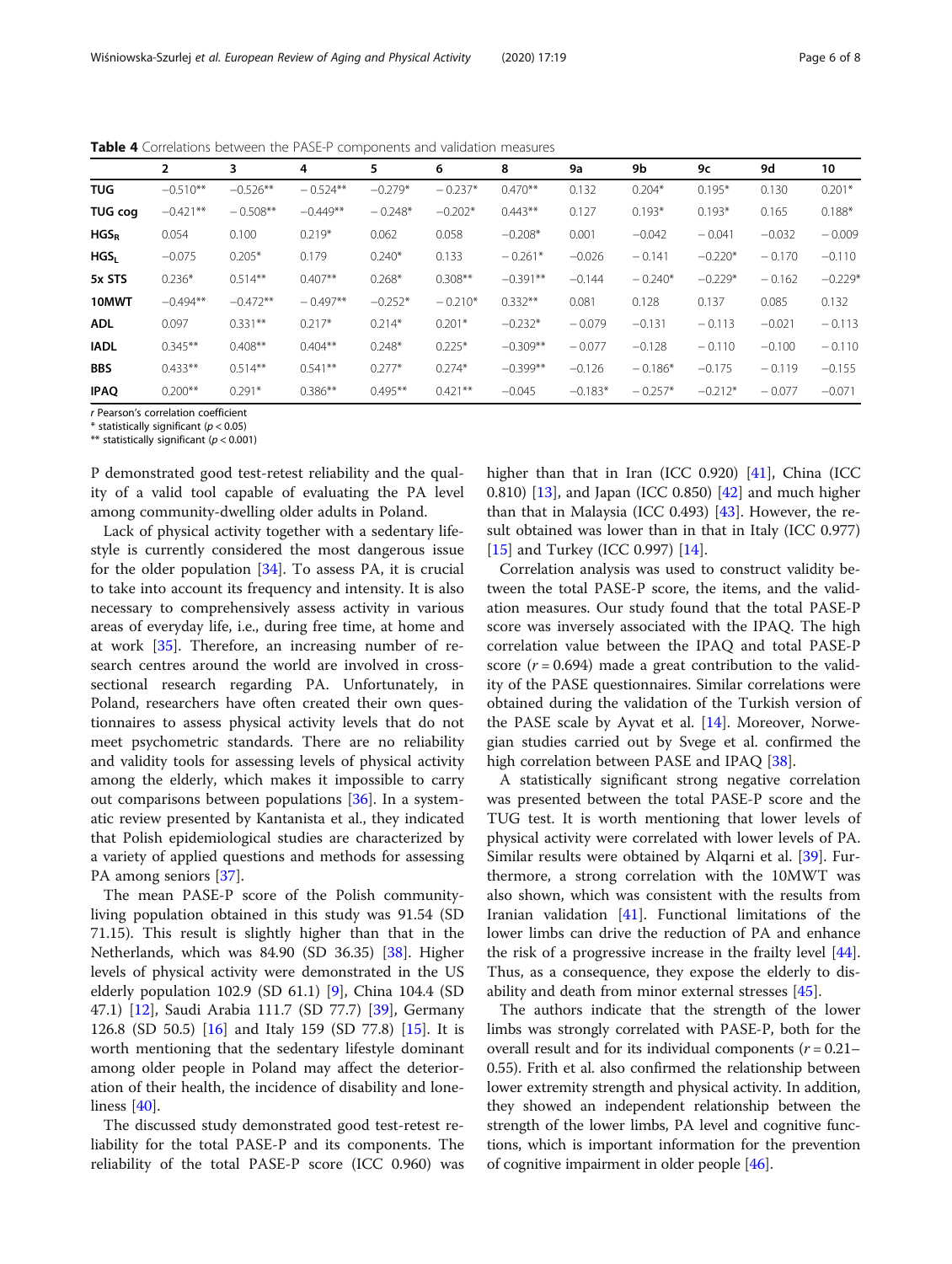**Table 4** Correlations between the PASE-P components and validation measures

| | 2 | 3 | 4 | 5 | 6 | 8 | 9a | 9b | 9c | 9d | 10 |
|---|---|---|---|---|---|---|---|---|---|---|---|
| **TUG** | −0.510** | −0.526** | − 0.524** | −0.279* | − 0.237* | 0.470** | 0.132 | 0.204* | 0.195* | 0.130 | 0.201* |
| **TUG cog** | −0.421** | − 0.508** | −0.449** | − 0.248* | −0.202* | 0.443** | 0.127 | 0.193* | 0.193* | 0.165 | 0.188* |
| **$HGS_R$** | 0.054 | 0.100 | 0.219* | 0.062 | 0.058 | −0.208* | 0.001 | −0.042 | − 0.041 | −0.032 | − 0.009 |
| **$HGS_L$** | −0.075 | 0.205* | 0.179 | 0.240* | 0.133 | − 0.261* | −0.026 | − 0.141 | −0.220* | − 0.170 | −0.110 |
| **5x STS** | 0.236* | 0.514** | 0.407** | 0.268* | 0.308** | −0.391** | −0.144 | − 0.240* | −0.229* | − 0.162 | −0.229* |
| **10MWT** | −0.494** | −0.472** | − 0.497** | −0.252* | − 0.210* | 0.332** | 0.081 | 0.128 | 0.137 | 0.085 | 0.132 |
| **ADL** | 0.097 | 0.331** | 0.217* | 0.214* | 0.201* | −0.232* | − 0.079 | −0.131 | − 0.113 | −0.021 | − 0.113 |
| **IADL** | 0.345** | 0.408** | 0.404** | 0.248* | 0.225* | −0.309** | −0.077 | −0.128 | −0.110 | −0.100 | − 0.110 |
| **BBS** | 0.433** | 0.514** | 0.541** | 0.277* | 0.274* | −0.399** | −0.126 | − 0.186* | −0.175 | − 0.119 | −0.155 |
| **IPAQ** | 0.200** | 0.291* | 0.386** | 0.495** | 0.421** | −0.045 | −0.183* | − 0.257* | −0.212* | − 0.077 | −0.071 |

*r* Pearson's correlation coefficient
\* statistically significant ($p < 0.05$)
\*\* statistically significant ($p < 0.001$)

P demonstrated good test-retest reliability and the quality of a valid tool capable of evaluating the PA level among community-dwelling older adults in Poland.

Lack of physical activity together with a sedentary lifestyle is currently considered the most dangerous issue for the older population [34]. To assess PA, it is crucial to take into account its frequency and intensity. It is also necessary to comprehensively assess activity in various areas of everyday life, i.e., during free time, at home and at work [35]. Therefore, an increasing number of research centres around the world are involved in cross-sectional research regarding PA. Unfortunately, in Poland, researchers have often created their own questionnaires to assess physical activity levels that do not meet psychometric standards. There are no reliability and validity tools for assessing levels of physical activity among the elderly, which makes it impossible to carry out comparisons between populations [36]. In a systematic review presented by Kantanista et al., they indicated that Polish epidemiological studies are characterized by a variety of applied questions and methods for assessing PA among seniors [37].

The mean PASE-P score of the Polish community-living population obtained in this study was 91.54 (SD 71.15). This result is slightly higher than that in the Netherlands, which was 84.90 (SD 36.35) [38]. Higher levels of physical activity were demonstrated in the US elderly population 102.9 (SD 61.1) [9], China 104.4 (SD 47.1) [12], Saudi Arabia 111.7 (SD 77.7) [39], Germany 126.8 (SD 50.5) [16] and Italy 159 (SD 77.8) [15]. It is worth mentioning that the sedentary lifestyle dominant among older people in Poland may affect the deterioration of their health, the incidence of disability and loneliness [40].

The discussed study demonstrated good test-retest reliability for the total PASE-P and its components. The reliability of the total PASE-P score (ICC 0.960) was higher than that in Iran (ICC 0.920) [41], China (ICC 0.810) [13], and Japan (ICC 0.850) [42] and much higher than that in Malaysia (ICC 0.493) [43]. However, the result obtained was lower than in that in Italy (ICC 0.977) [15] and Turkey (ICC 0.997) [14].

Correlation analysis was used to construct validity between the total PASE-P score, the items, and the validation measures. Our study found that the total PASE-P score was inversely associated with the IPAQ. The high correlation value between the IPAQ and total PASE-P score ($r = 0.694$) made a great contribution to the validity of the PASE questionnaires. Similar correlations were obtained during the validation of the Turkish version of the PASE scale by Ayvat et al. [14]. Moreover, Norwegian studies carried out by Svege et al. confirmed the high correlation between PASE and IPAQ [38].

A statistically significant strong negative correlation was presented between the total PASE-P score and the TUG test. It is worth mentioning that lower levels of physical activity were correlated with lower levels of PA. Similar results were obtained by Alqarni et al. [39]. Furthermore, a strong correlation with the 10MWT was also shown, which was consistent with the results from Iranian validation [41]. Functional limitations of the lower limbs can drive the reduction of PA and enhance the risk of a progressive increase in the frailty level [44]. Thus, as a consequence, they expose the elderly to disability and death from minor external stresses [45].

The authors indicate that the strength of the lower limbs was strongly correlated with PASE-P, both for the overall result and for its individual components ($r = 0.21$–$0.55$). Frith et al. also confirmed the relationship between lower extremity strength and physical activity. In addition, they showed an independent relationship between the strength of the lower limbs, PA level and cognitive functions, which is important information for the prevention of cognitive impairment in older people [46].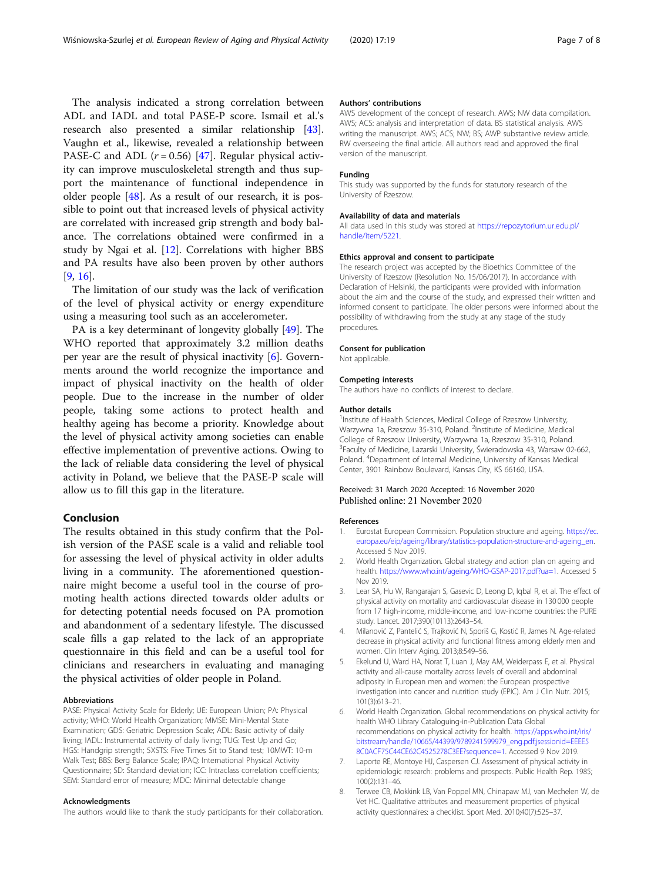The analysis indicated a strong correlation between ADL and IADL and total PASE-P score. Ismail et al.'s research also presented a similar relationship [43]. Vaughn et al., likewise, revealed a relationship between PASE-C and ADL ($r = 0.56$) [47]. Regular physical activity can improve musculoskeletal strength and thus support the maintenance of functional independence in older people [48]. As a result of our research, it is possible to point out that increased levels of physical activity are correlated with increased grip strength and body balance. The correlations obtained were confirmed in a study by Ngai et al. [12]. Correlations with higher BBS and PA results have also been proven by other authors [9, 16].

The limitation of our study was the lack of verification of the level of physical activity or energy expenditure using a measuring tool such as an accelerometer.

PA is a key determinant of longevity globally [49]. The WHO reported that approximately 3.2 million deaths per year are the result of physical inactivity [6]. Governments around the world recognize the importance and impact of physical inactivity on the health of older people. Due to the increase in the number of older people, taking some actions to protect health and healthy ageing has become a priority. Knowledge about the level of physical activity among societies can enable effective implementation of preventive actions. Owing to the lack of reliable data considering the level of physical activity in Poland, we believe that the PASE-P scale will allow us to fill this gap in the literature.

## Conclusion

The results obtained in this study confirm that the Polish version of the PASE scale is a valid and reliable tool for assessing the level of physical activity in older adults living in a community. The aforementioned questionnaire might become a useful tool in the course of promoting health actions directed towards older adults or for detecting potential needs focused on PA promotion and abandonment of a sedentary lifestyle. The discussed scale fills a gap related to the lack of an appropriate questionnaire in this field and can be a useful tool for clinicians and researchers in evaluating and managing the physical activities of older people in Poland.

#### Abbreviations

PASE: Physical Activity Scale for Elderly; UE: European Union; PA: Physical activity; WHO: World Health Organization; MMSE: Mini-Mental State Examination; GDS: Geriatric Depression Scale; ADL: Basic activity of daily living; IADL: Instrumental activity of daily living; TUG: Test Up and Go; HGS: Handgrip strength; 5XSTS: Five Times Sit to Stand test; 10MWT: 10-m Walk Test; BBS: Berg Balance Scale; IPAQ: International Physical Activity Questionnaire; SD: Standard deviation; ICC: Intraclass correlation coefficients; SEM: Standard error of measure; MDC: Minimal detectable change

#### Acknowledgments

The authors would like to thank the study participants for their collaboration.

#### Authors' contributions

AWS development of the concept of research. AWS; NW data compilation. AWS; ACS: analysis and interpretation of data. BS statistical analysis. AWS writing the manuscript. AWS; ACS; NW; BS; AWP substantive review article. RW overseeing the final article. All authors read and approved the final version of the manuscript.

#### Funding

This study was supported by the funds for statutory research of the University of Rzeszow.

#### Availability of data and materials

All data used in this study was stored at https://repozytorium.ur.edu.pl/handle/item/5221.

#### Ethics approval and consent to participate

The research project was accepted by the Bioethics Committee of the University of Rzeszow (Resolution No. 15/06/2017). In accordance with Declaration of Helsinki, the participants were provided with information about the aim and the course of the study, and expressed their written and informed consent to participate. The older persons were informed about the possibility of withdrawing from the study at any stage of the study procedures.

#### Consent for publication

Not applicable.

#### Competing interests

The authors have no conflicts of interest to declare.

#### Author details

[1]Institute of Health Sciences, Medical College of Rzeszow University, Warzywna 1a, Rzeszow 35-310, Poland. [2]Institute of Medicine, Medical College of Rzeszow University, Warzywna 1a, Rzeszow 35-310, Poland. [3]Faculty of Medicine, Lazarski University, Świeradowska 43, Warsaw 02-662, Poland. [4]Department of Internal Medicine, University of Kansas Medical Center, 3901 Rainbow Boulevard, Kansas City, KS 66160, USA.

Received: 31 March 2020 Accepted: 16 November 2020
Published online: 21 November 2020

#### References

1. Eurostat European Commission. Population structure and ageing. https://ec.europa.eu/eip/ageing/library/statistics-population-structure-and-ageing_en. Accessed 5 Nov 2019.
2. World Health Organization. Global strategy and action plan on ageing and health. https://www.who.int/ageing/WHO-GSAP-2017.pdf?ua=1. Accessed 5 Nov 2019.
3. Lear SA, Hu W, Rangarajan S, Gasevic D, Leong D, Iqbal R, et al. The effect of physical activity on mortality and cardiovascular disease in 130 000 people from 17 high-income, middle-income, and low-income countries: the PURE study. Lancet. 2017;390(10113):2643–54.
4. Milanović Z, Pantelić S, Trajković N, Sporiš G, Kostić R, James N. Age-related decrease in physical activity and functional fitness among elderly men and women. Clin Interv Aging. 2013;8:549–56.
5. Ekelund U, Ward HA, Norat T, Luan J, May AM, Weiderpass E, et al. Physical activity and all-cause mortality across levels of overall and abdominal adiposity in European men and women: the European prospective investigation into cancer and nutrition study (EPIC). Am J Clin Nutr. 2015; 101(3):613–21.
6. World Health Organization. Global recommendations on physical activity for health WHO Library Cataloguing-in-Publication Data Global recommendations on physical activity for health. https://apps.who.int/iris/bitstream/handle/10665/44399/9789241599979_eng.pdf;jsessionid=EEEE58C0ACF75C44CE62C4525278C3EE?sequence=1. Accessed 9 Nov 2019.
7. Laporte RE, Montoye HJ, Caspersen CJ. Assessment of physical activity in epidemiologic research: problems and prospects. Public Health Rep. 1985; 100(2):131–46.
8. Terwee CB, Mokkink LB, Van Poppel MN, Chinapaw MJ, van Mechelen W, de Vet HC. Qualitative attributes and measurement properties of physical activity questionnaires: a checklist. Sport Med. 2010;40(7):525–37.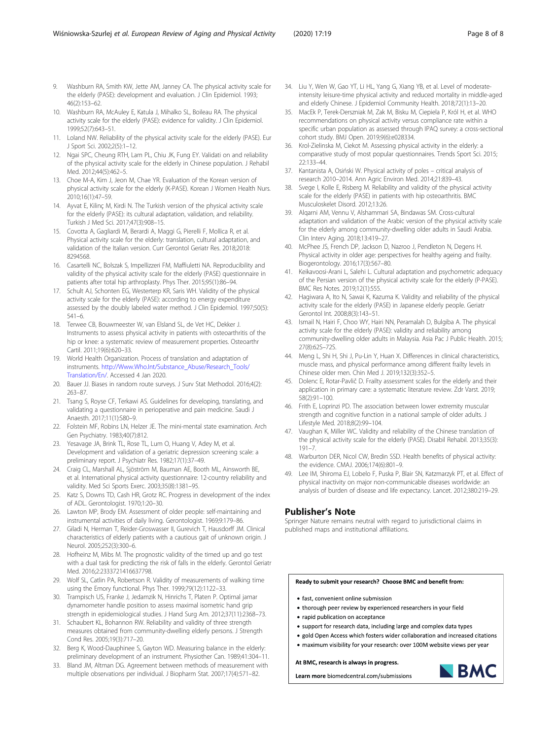9. Washburn RA, Smith KW, Jette AM, Janney CA. The physical activity scale for the elderly (PASE): development and evaluation. J Clin Epidemiol. 1993; 46(2):153–62.
10. Washburn RA, McAuley E, Katula J, Mihalko SL, Boileau RA. The physical activity scale for the elderly (PASE): evidence for validity. J Clin Epidemiol. 1999;52(7):643–51.
11. Loland NW. Reliability of the physical activity scale for the elderly (PASE). Eur J Sport Sci. 2002;2(5):1–12.
12. Ngai SPC, Cheung RTH, Lam PL, Chiu JK, Fung EY. Validati on and reliability of the physical activity scale for the elderly in Chinese population. J Rehabil Med. 2012;44(5):462–5.
13. Choe M-A, Kim J, Jeon M, Chae YR. Evaluation of the Korean version of physical activity scale for the elderly (K-PASE). Korean J Women Health Nurs. 2010;16(1):47–59.
14. Ayvat E, Kilinç M, Kirdi N. The Turkish version of the physical activity scale for the elderly (PASE): its cultural adaptation, validation, and reliability. Turkish J Med Sci. 2017;47(3):908–15.
15. Covotta A, Gagliardi M, Berardi A, Maggi G, Pierelli F, Mollica R, et al. Physical activity scale for the elderly: translation, cultural adaptation, and validation of the Italian version. Curr Gerontol Geriatr Res. 2018;2018: 8294568.
16. Casartelli NC, Bolszak S, Impellizzeri FM, Maffiuletti NA. Reproducibility and validity of the physical activity scale for the elderly (PASE) questionnaire in patients after total hip arthroplasty. Phys Ther. 2015;95(1):86–94.
17. Schult AJ, Schonten EG, Westerterp KR, Saris WH. Validity of the physical activity scale for the elderly (PASE): according to energy expenditure assessed by the doubly labeled water method. J Clin Epidemiol. 1997;50(5): 541–6.
18. Terwee CB, Bouwmeester W, van Elsland SL, de Vet HC, Dekker J. Instruments to assess physical activity in patients with osteoarthritis of the hip or knee: a systematic review of measurement properties. Osteoarthr Cartil. 2011;19(6):620–33.
19. World Health Organization. Process of translation and adaptation of instruments. http://Www.Who.Int/Substance_Abuse/Research_Tools/Translation/En/. Accessed 4 Jan 2020.
20. Bauer JJ. Biases in random route surveys. J Surv Stat Methodol. 2016;4(2): 263–87.
21. Tsang S, Royse CF, Terkawi AS. Guidelines for developing, translating, and validating a questionnaire in perioperative and pain medicine. Saudi J Anaesth. 2017;11(1):S80–9.
22. Folstein MF, Robins LN, Helzer JE. The mini-mental state examination. Arch Gen Psychiatry. 1983;40(7):812.
23. Yesavage JA, Brink TL, Rose TL, Lum O, Huang V, Adey M, et al. Development and validation of a geriatric depression screening scale: a preliminary report. J Psychiatr Res. 1982;17(1):37–49.
24. Craig CL, Marshall AL, Sjöström M, Bauman AE, Booth ML, Ainsworth BE, et al. International physical activity questionnaire: 12-country reliability and validity. Med Sci Sports Exerc. 2003;35(8):1381–95.
25. Katz S, Downs TD, Cash HR, Grotz RC. Progress in development of the index of ADL. Gerontologist. 1970;1:20–30.
26. Lawton MP, Brody EM. Assessment of older people: self-maintaining and instrumental activities of daily living. Gerontologist. 1969;9:179–86.
27. Giladi N, Herman T, Reider-Groswasser II, Gurevich T, Hausdorff JM. Clinical characteristics of elderly patients with a cautious gait of unknown origin. J Neurol. 2005;252(3):300–6.
28. Hofheinz M, Mibs M. The prognostic validity of the timed up and go test with a dual task for predicting the risk of falls in the elderly. Gerontol Geriatr Med. 2016;2:2333721416637798.
29. Wolf SL, Catlin PA, Robertson R. Validity of measurements of walking time using the Emory functional. Phys Ther. 1999;79(12):1122–33.
30. Trampisch US, Franke J, Jedamzik N, Hinrichs T, Platen P. Optimal jamar dynamometer handle position to assess maximal isometric hand grip strength in epidemiological studies. J Hand Surg Am. 2012;37(11):2368–73.
31. Schaubert KL, Bohannon RW. Reliability and validity of three strength measures obtained from community-dwelling elderly persons. J Strength Cond Res. 2005;19(3):717–20.
32. Berg K, Wood-Dauphinee S, Gayton WD. Measuring balance in the elderly: preliminary development of an instrument. Physiother Can. 1989;41:304–11.
33. Bland JM, Altman DG. Agreement between methods of measurement with multiple observations per individual. J Biopharm Stat. 2007;17(4):571–82.
34. Liu Y, Wen W, Gao YT, Li HL, Yang G, Xiang YB, et al. Level of moderate-intensity leisure-time physical activity and reduced mortality in middle-aged and elderly Chinese. J Epidemiol Community Health. 2018;72(1):13–20.
35. MacEk P, Terek-Derszniak M, Zak M, Bisku M, Ciepiela P, Król H, et al. WHO recommendations on physical activity versus compliance rate within a specific urban population as assessed through IPAQ survey: a cross-sectional cohort study. BMJ Open. 2019;9(6):e028334.
36. Krol-Zielinska M, Ciekot M. Assessing physical activity in the elderly: a comparative study of most popular questionnaires. Trends Sport Sci. 2015; 22:133–44.
37. Kantanista A, Osiński W. Physical activity of poles – critical analysis of research 2010–2014. Ann Agric Environ Med. 2014;21:839–43.
38. Svege I, Kolle E, Risberg M. Reliability and validity of the physical activity scale for the elderly (PASE) in patients with hip osteoarthritis. BMC Musculoskelet Disord. 2012;13:26.
39. Alqarni AM, Vennu V, Alshammari SA, Bindawas SM. Cross-cultural adaptation and validation of the Arabic version of the physical activity scale for the elderly among community-dwelling older adults in Saudi Arabia. Clin Interv Aging. 2018;13:419–27.
40. McPhee JS, French DP, Jackson D, Nazroo J, Pendleton N, Degens H. Physical activity in older age: perspectives for healthy ageing and frailty. Biogerontology. 2016;17(3):567–80.
41. Keikavoosi-Arani L, Salehi L. Cultural adaptation and psychometric adequacy of the Persian version of the physical activity scale for the elderly (P-PASE). BMC Res Notes. 2019;12(1):555.
42. Hagiwara A, Ito N, Sawai K, Kazuma K. Validity and reliability of the physical activity scale for the elderly (PASE) in Japanese elderly people. Geriatr Gerontol Int. 2008;8(3):143–51.
43. Ismail N, Hairi F, Choo WY, Hairi NN, Peramalah D, Bulgiba A. The physical activity scale for the elderly (PASE): validity and reliability among community-dwelling older adults in Malaysia. Asia Pac J Public Health. 2015; 27(8):62S–72S.
44. Meng L, Shi H, Shi J, Pu-Lin Y, Huan X. Differences in clinical characteristics, muscle mass, and physical performance among different frailty levels in Chinese older men. Chin Med J. 2019;132(3):352–5.
45. Dolenc E, Rotar-Pavlič D. Frailty assessment scales for the elderly and their application in primary care: a systematic literature review. Zdr Varst. 2019; 58(2):91–100.
46. Frith E, Loprinzi PD. The association between lower extremity muscular strength and cognitive function in a national sample of older adults. J Lifestyle Med. 2018;8(2):99–104.
47. Vaughan K, Miller WC. Validity and reliability of the Chinese translation of the physical activity scale for the elderly (PASE). Disabil Rehabil. 2013;35(3): 191–7.
48. Warburton DER, Nicol CW, Bredin SSD. Health benefits of physical activity: the evidence. CMAJ. 2006;174(6):801–9.
49. Lee IM, Shiroma EJ, Lobelo F, Puska P, Blair SN, Katzmarzyk PT, et al. Effect of physical inactivity on major non-communicable diseases worldwide: an analysis of burden of disease and life expectancy. Lancet. 2012;380:219–29.

## Publisher's Note

Springer Nature remains neutral with regard to jurisdictional claims in published maps and institutional affiliations.

**Ready to submit your research? Choose BMC and benefit from:**

- fast, convenient online submission
- thorough peer review by experienced researchers in your field
- rapid publication on acceptance
- support for research data, including large and complex data types
- gold Open Access which fosters wider collaboration and increased citations
- maximum visibility for your research: over 100M website views per year

**At BMC, research is always in progress.**

**Learn more** biomedcentral.com/submissions

BMC